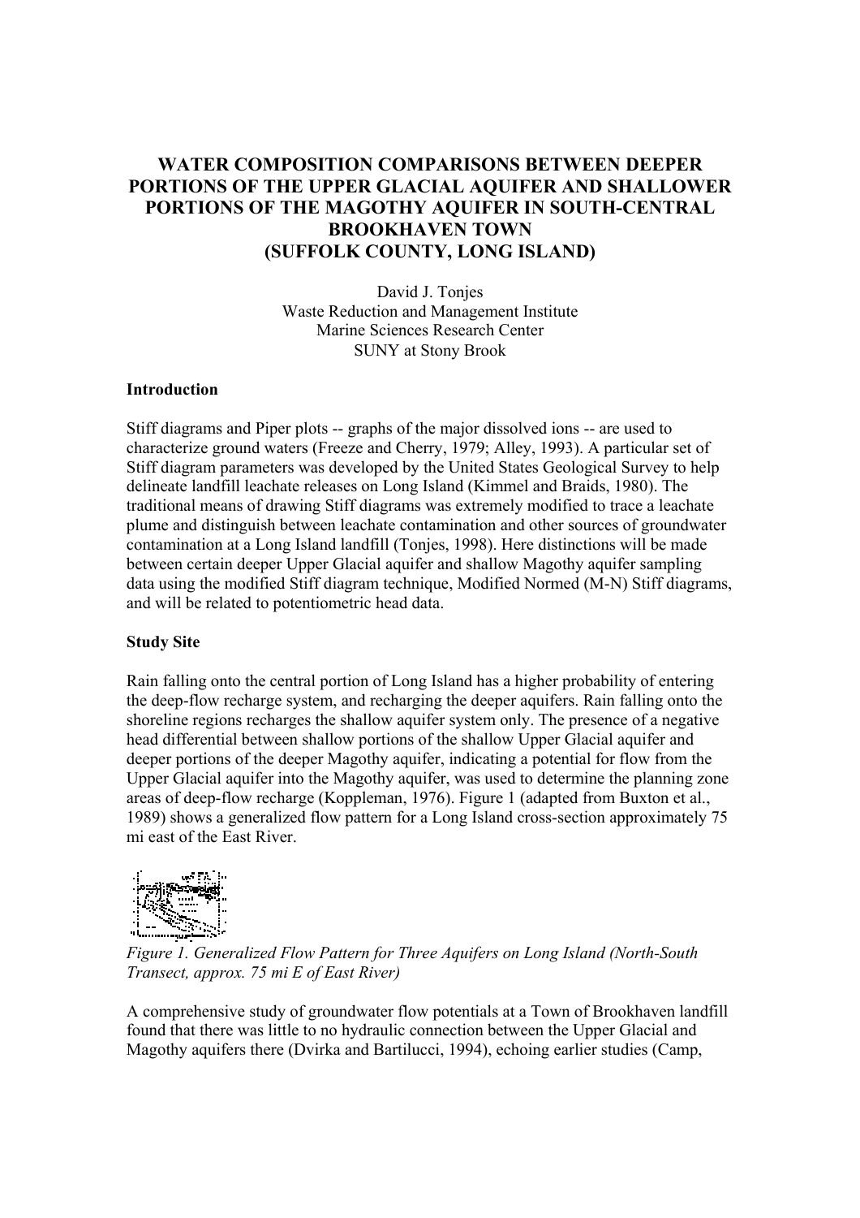# WATER COMPOSITION COMPARISONS BETWEEN DEEPER PORTIONS OF THE UPPER GLACIAL AQUIFER AND SHALLOWER PORTIONS OF THE MAGOTHY AQUIFER IN SOUTH-CENTRAL BROOKHAVEN TOWN (SUFFOLK COUNTY, LONG ISLAND)

David J. Tonjes
Waste Reduction and Management Institute
Marine Sciences Research Center
SUNY at Stony Brook

## Introduction

Stiff diagrams and Piper plots -- graphs of the major dissolved ions -- are used to characterize ground waters (Freeze and Cherry, 1979; Alley, 1993). A particular set of Stiff diagram parameters was developed by the United States Geological Survey to help delineate landfill leachate releases on Long Island (Kimmel and Braids, 1980). The traditional means of drawing Stiff diagrams was extremely modified to trace a leachate plume and distinguish between leachate contamination and other sources of groundwater contamination at a Long Island landfill (Tonjes, 1998). Here distinctions will be made between certain deeper Upper Glacial aquifer and shallow Magothy aquifer sampling data using the modified Stiff diagram technique, Modified Normed (M-N) Stiff diagrams, and will be related to potentiometric head data.

## Study Site

Rain falling onto the central portion of Long Island has a higher probability of entering the deep-flow recharge system, and recharging the deeper aquifers. Rain falling onto the shoreline regions recharges the shallow aquifer system only. The presence of a negative head differential between shallow portions of the shallow Upper Glacial aquifer and deeper portions of the deeper Magothy aquifer, indicating a potential for flow from the Upper Glacial aquifer into the Magothy aquifer, was used to determine the planning zone areas of deep-flow recharge (Koppleman, 1976). Figure 1 (adapted from Buxton et al., 1989) shows a generalized flow pattern for a Long Island cross-section approximately 75 mi east of the East River.

*Figure 1. Generalized Flow Pattern for Three Aquifers on Long Island (North-South Transect, approx. 75 mi E of East River)*

A comprehensive study of groundwater flow potentials at a Town of Brookhaven landfill found that there was little to no hydraulic connection between the Upper Glacial and Magothy aquifers there (Dvirka and Bartilucci, 1994), echoing earlier studies (Camp,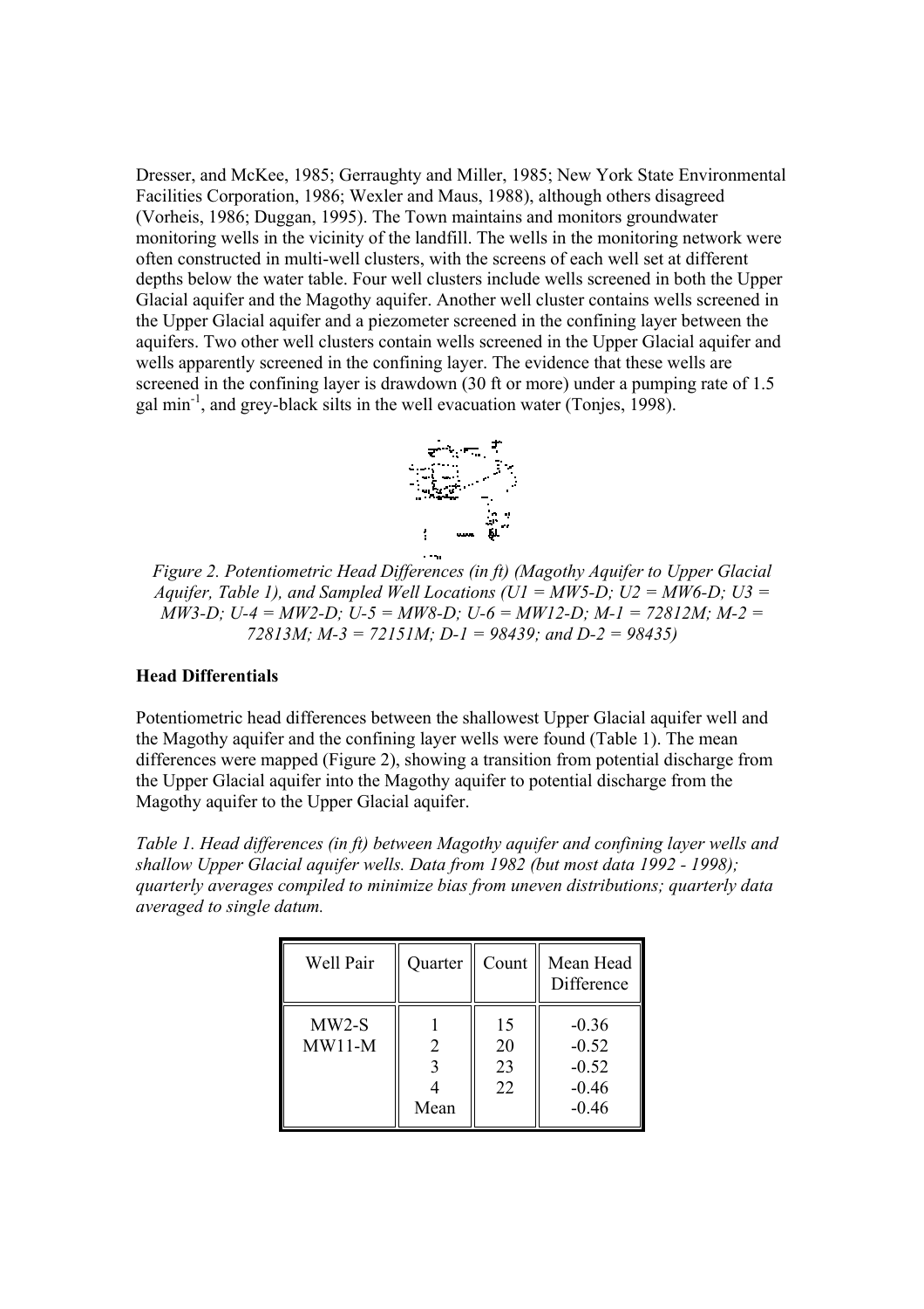Dresser, and McKee, 1985; Gerraughty and Miller, 1985; New York State Environmental Facilities Corporation, 1986; Wexler and Maus, 1988), although others disagreed (Vorheis, 1986; Duggan, 1995). The Town maintains and monitors groundwater monitoring wells in the vicinity of the landfill. The wells in the monitoring network were often constructed in multi-well clusters, with the screens of each well set at different depths below the water table. Four well clusters include wells screened in both the Upper Glacial aquifer and the Magothy aquifer. Another well cluster contains wells screened in the Upper Glacial aquifer and a piezometer screened in the confining layer between the aquifers. Two other well clusters contain wells screened in the Upper Glacial aquifer and wells apparently screened in the confining layer. The evidence that these wells are screened in the confining layer is drawdown (30 ft or more) under a pumping rate of 1.5 gal min$^{-1}$, and grey-black silts in the well evacuation water (Tonjes, 1998).

*Figure 2. Potentiometric Head Differences (in ft) (Magothy Aquifer to Upper Glacial Aquifer, Table 1), and Sampled Well Locations (U1 = MW5-D; U2 = MW6-D; U3 = MW3-D; U-4 = MW2-D; U-5 = MW8-D; U-6 = MW12-D; M-1 = 72812M; M-2 = 72813M; M-3 = 72151M; D-1 = 98439; and D-2 = 98435)*

**Head Differentials**

Potentiometric head differences between the shallowest Upper Glacial aquifer well and the Magothy aquifer and the confining layer wells were found (Table 1). The mean differences were mapped (Figure 2), showing a transition from potential discharge from the Upper Glacial aquifer into the Magothy aquifer to potential discharge from the Magothy aquifer to the Upper Glacial aquifer.

*Table 1. Head differences (in ft) between Magothy aquifer and confining layer wells and shallow Upper Glacial aquifer wells. Data from 1982 (but most data 1992 - 1998); quarterly averages compiled to minimize bias from uneven distributions; quarterly data averaged to single datum.*

| Well Pair | Quarter | Count | Mean Head Difference |
|---|---|---|---|
| MW2-S MW11-M | 1 | 15 | -0.36 |
| | 2 | 20 | -0.52 |
| | 3 | 23 | -0.52 |
| | 4 | 22 | -0.46 |
| | Mean | | -0.46 |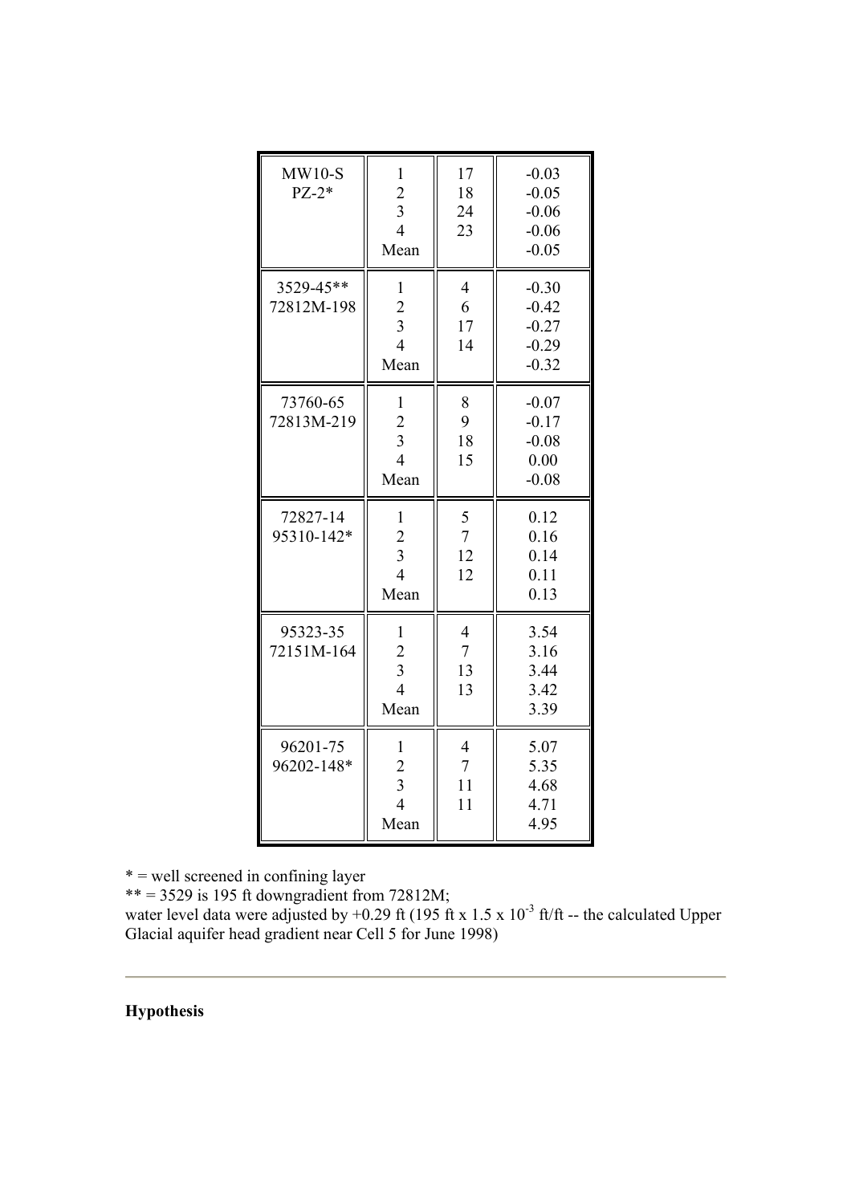| | | | |
|---|---|---|---|
| MW10-S<br>PZ-2* | 1<br>2<br>3<br>4<br>Mean | 17<br>18<br>24<br>23 | -0.03<br>-0.05<br>-0.06<br>-0.06<br>-0.05 |
| 3529-45**<br>72812M-198 | 1<br>2<br>3<br>4<br>Mean | 4<br>6<br>17<br>14 | -0.30<br>-0.42<br>-0.27<br>-0.29<br>-0.32 |
| 73760-65<br>72813M-219 | 1<br>2<br>3<br>4<br>Mean | 8<br>9<br>18<br>15 | -0.07<br>-0.17<br>-0.08<br>0.00<br>-0.08 |
| 72827-14<br>95310-142* | 1<br>2<br>3<br>4<br>Mean | 5<br>7<br>12<br>12 | 0.12<br>0.16<br>0.14<br>0.11<br>0.13 |
| 95323-35<br>72151M-164 | 1<br>2<br>3<br>4<br>Mean | 4<br>7<br>13<br>13 | 3.54<br>3.16<br>3.44<br>3.42<br>3.39 |
| 96201-75<br>96202-148* | 1<br>2<br>3<br>4<br>Mean | 4<br>7<br>11<br>11 | 5.07<br>5.35<br>4.68<br>4.71<br>4.95 |

* = well screened in confining layer

** = 3529 is 195 ft downgradient from 72812M;
water level data were adjusted by +0.29 ft (195 ft x 1.5 x $10^{-3}$ ft/ft -- the calculated Upper Glacial aquifer head gradient near Cell 5 for June 1998)

---

**Hypothesis**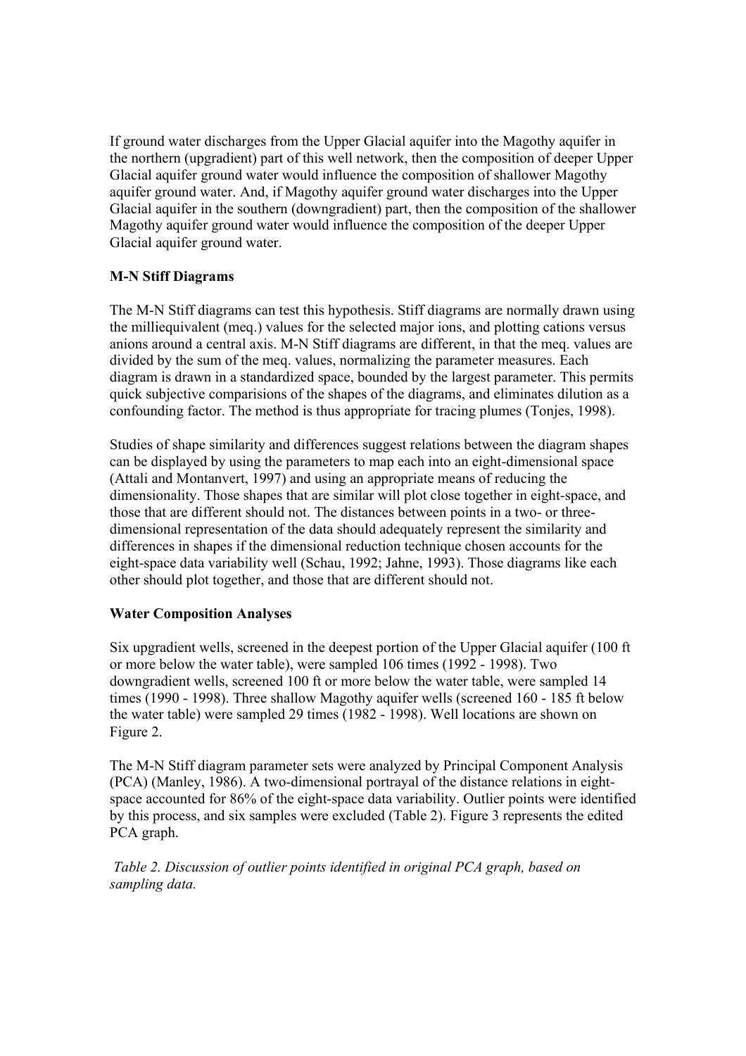If ground water discharges from the Upper Glacial aquifer into the Magothy aquifer in the northern (upgradient) part of this well network, then the composition of deeper Upper Glacial aquifer ground water would influence the composition of shallower Magothy aquifer ground water. And, if Magothy aquifer ground water discharges into the Upper Glacial aquifer in the southern (downgradient) part, then the composition of the shallower Magothy aquifer ground water would influence the composition of the deeper Upper Glacial aquifer ground water.

**M-N Stiff Diagrams**

The M-N Stiff diagrams can test this hypothesis. Stiff diagrams are normally drawn using the milliequivalent (meq.) values for the selected major ions, and plotting cations versus anions around a central axis. M-N Stiff diagrams are different, in that the meq. values are divided by the sum of the meq. values, normalizing the parameter measures. Each diagram is drawn in a standardized space, bounded by the largest parameter. This permits quick subjective comparisions of the shapes of the diagrams, and eliminates dilution as a confounding factor. The method is thus appropriate for tracing plumes (Tonjes, 1998).

Studies of shape similarity and differences suggest relations between the diagram shapes can be displayed by using the parameters to map each into an eight-dimensional space (Attali and Montanvert, 1997) and using an appropriate means of reducing the dimensionality. Those shapes that are similar will plot close together in eight-space, and those that are different should not. The distances between points in a two- or three-dimensional representation of the data should adequately represent the similarity and differences in shapes if the dimensional reduction technique chosen accounts for the eight-space data variability well (Schau, 1992; Jahne, 1993). Those diagrams like each other should plot together, and those that are different should not.

**Water Composition Analyses**

Six upgradient wells, screened in the deepest portion of the Upper Glacial aquifer (100 ft or more below the water table), were sampled 106 times (1992 - 1998). Two downgradient wells, screened 100 ft or more below the water table, were sampled 14 times (1990 - 1998). Three shallow Magothy aquifer wells (screened 160 - 185 ft below the water table) were sampled 29 times (1982 - 1998). Well locations are shown on Figure 2.

The M-N Stiff diagram parameter sets were analyzed by Principal Component Analysis (PCA) (Manley, 1986). A two-dimensional portrayal of the distance relations in eight-space accounted for 86% of the eight-space data variability. Outlier points were identified by this process, and six samples were excluded (Table 2). Figure 3 represents the edited PCA graph.

*Table 2. Discussion of outlier points identified in original PCA graph, based on sampling data.*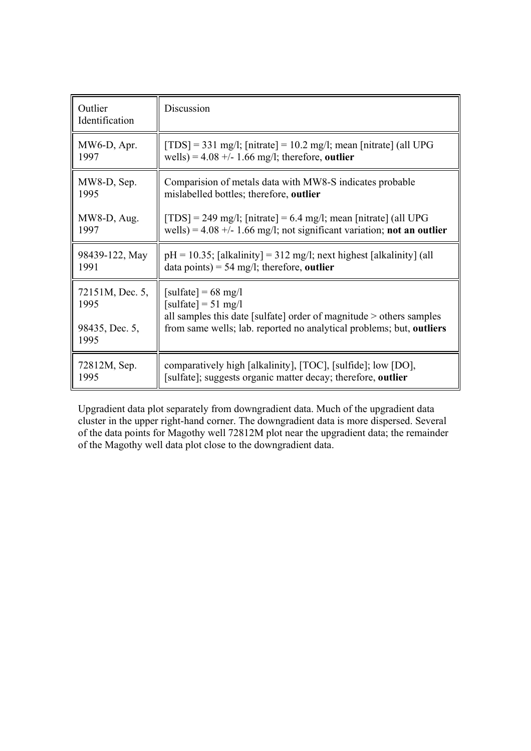| Outlier Identification | Discussion |
| --- | --- |
| MW6-D, Apr. 1997 | [TDS] = 331 mg/l; [nitrate] = 10.2 mg/l; mean [nitrate] (all UPG wells) = 4.08 +/- 1.66 mg/l; therefore, **outlier** |
| MW8-D, Sep. 1995<br><br>MW8-D, Aug. 1997 | Comparision of metals data with MW8-S indicates probable mislabelled bottles; therefore, **outlier**<br><br>[TDS] = 249 mg/l; [nitrate] = 6.4 mg/l; mean [nitrate] (all UPG wells) = 4.08 +/- 1.66 mg/l; not significant variation; **not an outlier** |
| 98439-122, May 1991 | pH = 10.35; [alkalinity] = 312 mg/l; next highest [alkalinity] (all data points) = 54 mg/l; therefore, **outlier** |
| 72151M, Dec. 5, 1995<br><br>98435, Dec. 5, 1995 | [sulfate] = 68 mg/l<br>[sulfate] = 51 mg/l<br>all samples this date [sulfate] order of magnitude > others samples from same wells; lab. reported no analytical problems; but, **outliers** |
| 72812M, Sep. 1995 | comparatively high [alkalinity], [TOC], [sulfide]; low [DO], [sulfate]; suggests organic matter decay; therefore, **outlier** |

Upgradient data plot separately from downgradient data. Much of the upgradient data cluster in the upper right-hand corner. The downgradient data is more dispersed. Several of the data points for Magothy well 72812M plot near the upgradient data; the remainder of the Magothy well data plot close to the downgradient data.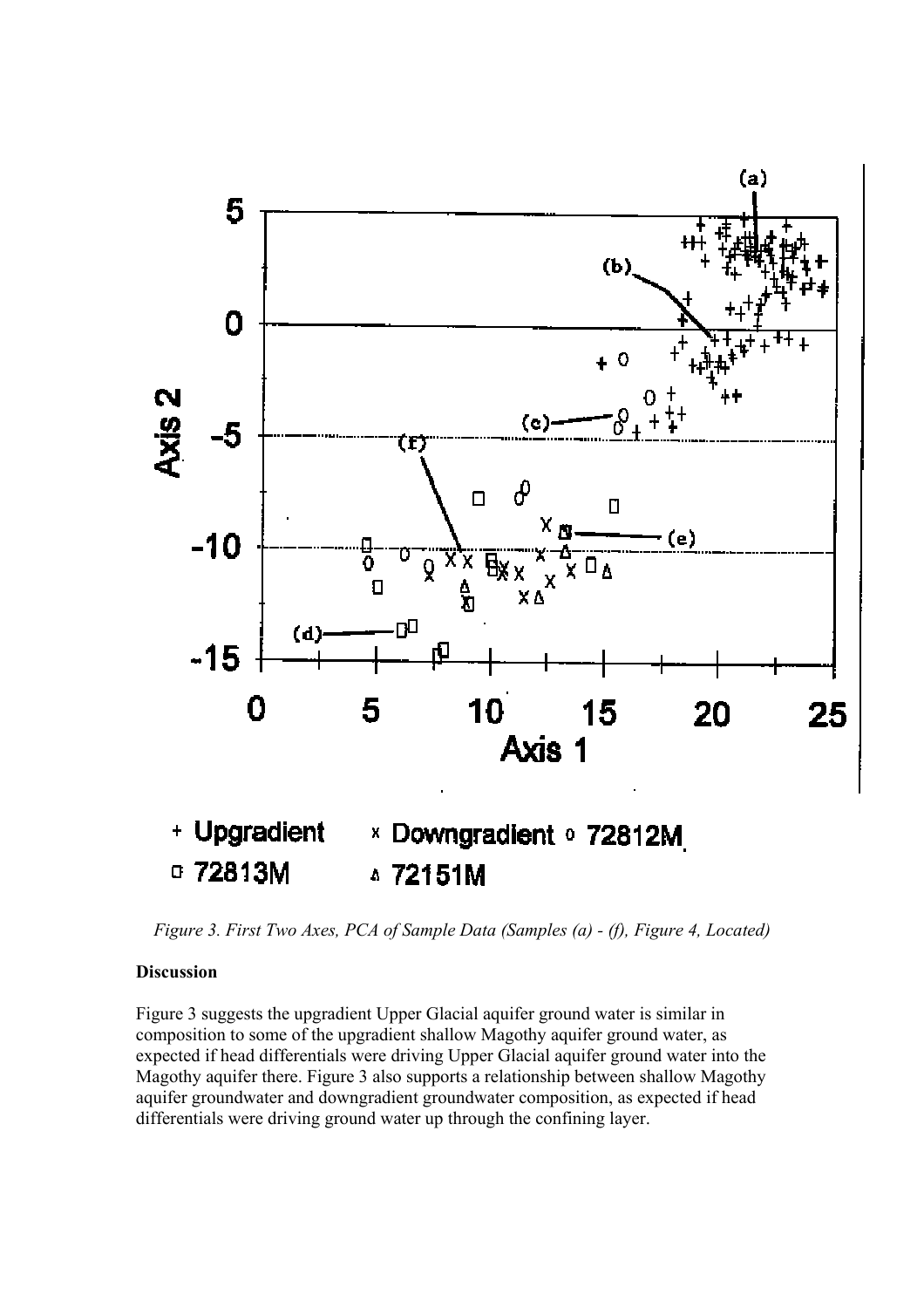*Figure 3. First Two Axes, PCA of Sample Data (Samples (a) - (f), Figure 4, Located)*

**Discussion**

Figure 3 suggests the upgradient Upper Glacial aquifer ground water is similar in composition to some of the upgradient shallow Magothy aquifer ground water, as expected if head differentials were driving Upper Glacial aquifer ground water into the Magothy aquifer there. Figure 3 also supports a relationship between shallow Magothy aquifer groundwater and downgradient groundwater composition, as expected if head differentials were driving ground water up through the confining layer.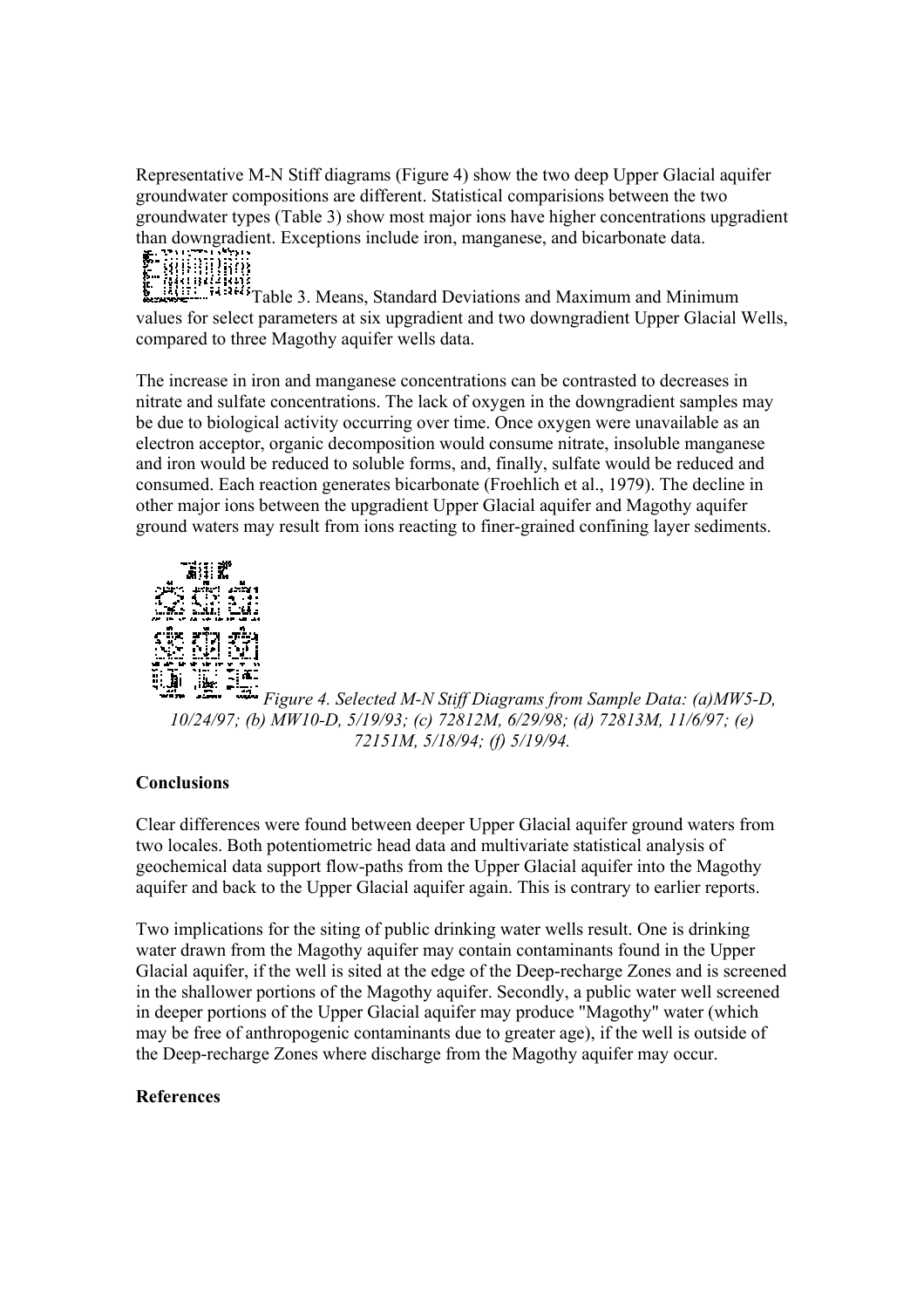Representative M-N Stiff diagrams (Figure 4) show the two deep Upper Glacial aquifer groundwater compositions are different. Statistical comparisions between the two groundwater types (Table 3) show most major ions have higher concentrations upgradient than downgradient. Exceptions include iron, manganese, and bicarbonate data.

Table 3. Means, Standard Deviations and Maximum and Minimum values for select parameters at six upgradient and two downgradient Upper Glacial Wells, compared to three Magothy aquifer wells data.

The increase in iron and manganese concentrations can be contrasted to decreases in nitrate and sulfate concentrations. The lack of oxygen in the downgradient samples may be due to biological activity occurring over time. Once oxygen were unavailable as an electron acceptor, organic decomposition would consume nitrate, insoluble manganese and iron would be reduced to soluble forms, and, finally, sulfate would be reduced and consumed. Each reaction generates bicarbonate (Froehlich et al., 1979). The decline in other major ions between the upgradient Upper Glacial aquifer and Magothy aquifer ground waters may result from ions reacting to finer-grained confining layer sediments.

*Figure 4. Selected M-N Stiff Diagrams from Sample Data: (a)MW5-D, 10/24/97; (b) MW10-D, 5/19/93; (c) 72812M, 6/29/98; (d) 72813M, 11/6/97; (e) 72151M, 5/18/94; (f) 5/19/94.*

**Conclusions**

Clear differences were found between deeper Upper Glacial aquifer ground waters from two locales. Both potentiometric head data and multivariate statistical analysis of geochemical data support flow-paths from the Upper Glacial aquifer into the Magothy aquifer and back to the Upper Glacial aquifer again. This is contrary to earlier reports.

Two implications for the siting of public drinking water wells result. One is drinking water drawn from the Magothy aquifer may contain contaminants found in the Upper Glacial aquifer, if the well is sited at the edge of the Deep-recharge Zones and is screened in the shallower portions of the Magothy aquifer. Secondly, a public water well screened in deeper portions of the Upper Glacial aquifer may produce "Magothy" water (which may be free of anthropogenic contaminants due to greater age), if the well is outside of the Deep-recharge Zones where discharge from the Magothy aquifer may occur.

**References**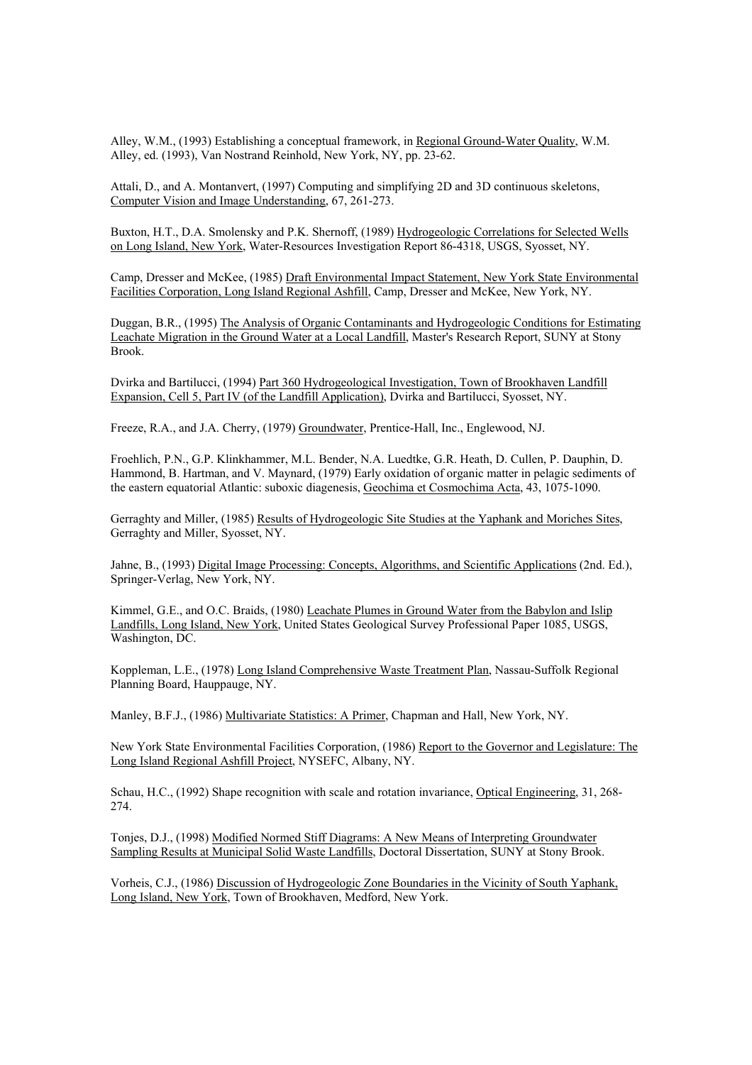Alley, W.M., (1993) Establishing a conceptual framework, in Regional Ground-Water Quality, W.M. Alley, ed. (1993), Van Nostrand Reinhold, New York, NY, pp. 23-62.

Attali, D., and A. Montanvert, (1997) Computing and simplifying 2D and 3D continuous skeletons, Computer Vision and Image Understanding, 67, 261-273.

Buxton, H.T., D.A. Smolensky and P.K. Shernoff, (1989) Hydrogeologic Correlations for Selected Wells on Long Island, New York, Water-Resources Investigation Report 86-4318, USGS, Syosset, NY.

Camp, Dresser and McKee, (1985) Draft Environmental Impact Statement, New York State Environmental Facilities Corporation, Long Island Regional Ashfill, Camp, Dresser and McKee, New York, NY.

Duggan, B.R., (1995) The Analysis of Organic Contaminants and Hydrogeologic Conditions for Estimating Leachate Migration in the Ground Water at a Local Landfill, Master's Research Report, SUNY at Stony Brook.

Dvirka and Bartilucci, (1994) Part 360 Hydrogeological Investigation, Town of Brookhaven Landfill Expansion, Cell 5, Part IV (of the Landfill Application), Dvirka and Bartilucci, Syosset, NY.

Freeze, R.A., and J.A. Cherry, (1979) Groundwater, Prentice-Hall, Inc., Englewood, NJ.

Froehlich, P.N., G.P. Klinkhammer, M.L. Bender, N.A. Luedtke, G.R. Heath, D. Cullen, P. Dauphin, D. Hammond, B. Hartman, and V. Maynard, (1979) Early oxidation of organic matter in pelagic sediments of the eastern equatorial Atlantic: suboxic diagenesis, Geochima et Cosmochima Acta, 43, 1075-1090.

Gerraghty and Miller, (1985) Results of Hydrogeologic Site Studies at the Yaphank and Moriches Sites, Gerraghty and Miller, Syosset, NY.

Jahne, B., (1993) Digital Image Processing: Concepts, Algorithms, and Scientific Applications (2nd. Ed.), Springer-Verlag, New York, NY.

Kimmel, G.E., and O.C. Braids, (1980) Leachate Plumes in Ground Water from the Babylon and Islip Landfills, Long Island, New York, United States Geological Survey Professional Paper 1085, USGS, Washington, DC.

Koppleman, L.E., (1978) Long Island Comprehensive Waste Treatment Plan, Nassau-Suffolk Regional Planning Board, Hauppauge, NY.

Manley, B.F.J., (1986) Multivariate Statistics: A Primer, Chapman and Hall, New York, NY.

New York State Environmental Facilities Corporation, (1986) Report to the Governor and Legislature: The Long Island Regional Ashfill Project, NYSEFC, Albany, NY.

Schau, H.C., (1992) Shape recognition with scale and rotation invariance, Optical Engineering, 31, 268-274.

Tonjes, D.J., (1998) Modified Normed Stiff Diagrams: A New Means of Interpreting Groundwater Sampling Results at Municipal Solid Waste Landfills, Doctoral Dissertation, SUNY at Stony Brook.

Vorheis, C.J., (1986) Discussion of Hydrogeologic Zone Boundaries in the Vicinity of South Yaphank, Long Island, New York, Town of Brookhaven, Medford, New York.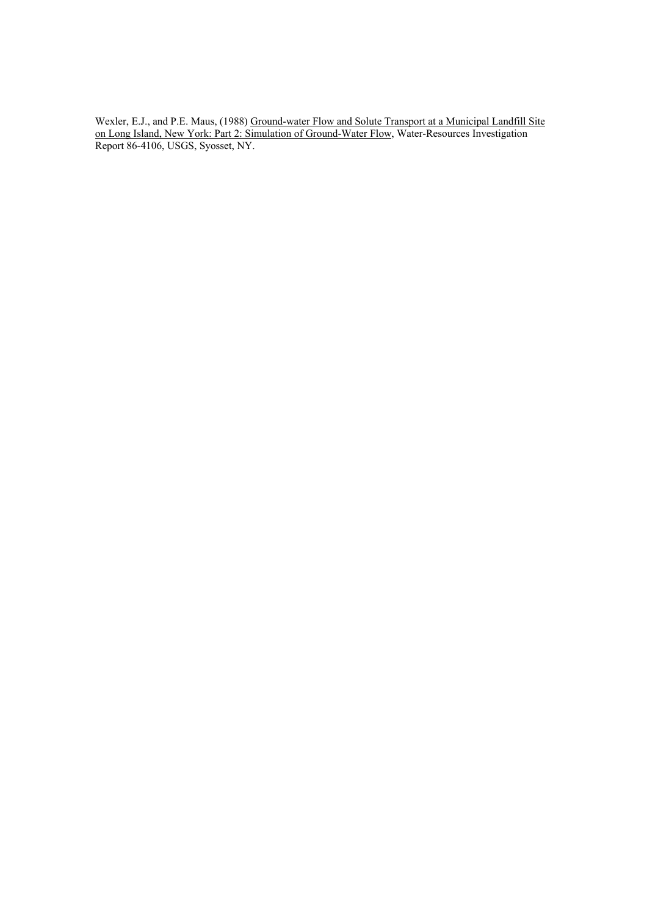Wexler, E.J., and P.E. Maus, (1988) Ground-water Flow and Solute Transport at a Municipal Landfill Site on Long Island, New York: Part 2: Simulation of Ground-Water Flow, Water-Resources Investigation Report 86-4106, USGS, Syosset, NY.